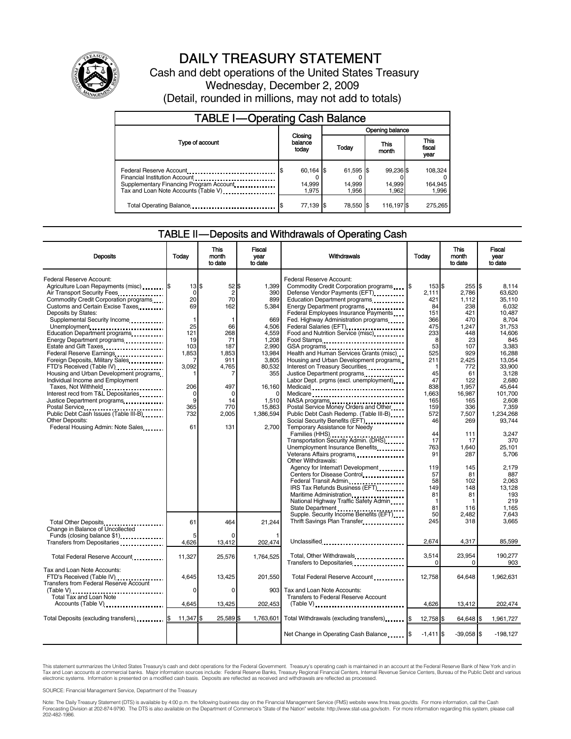# DAILY TREASURY STATEMENT

Cash and debt operations of the United States Treasury

Wednesday, December 2, 2009

(Detail, rounded in millions, may not add to totals)

## TABLE I—Operating Cash Balance

| Type of account | Closing balance today | Opening balance Today | Opening balance This month | Opening balance This fiscal year |
|---|---|---|---|---|
| Federal Reserve Account | $ 60,164 | $ 61,595 | $ 99,236 | $ 108,324 |
| Financial Institution Account | 0 | 0 | 0 | 0 |
| Supplementary Financing Program Account | 14,999 | 14,999 | 14,999 | 164,945 |
| Tax and Loan Note Accounts (Table V) | 1,975 | 1,956 | 1,962 | 1,996 |
| Total Operating Balance | $ 77,139 | $ 78,550 | $ 116,197 | $ 275,265 |

## TABLE II—Deposits and Withdrawals of Operating Cash

| Deposits | Today | This month to date | Fiscal year to date |
|---|---|---|---|
| Federal Reserve Account: | | | |
| Agriculture Loan Repayments (misc) | $ 13 | $ 52 | $ 1,399 |
| Air Transport Security Fees | 0 | 2 | 390 |
| Commodity Credit Corporation programs | 20 | 70 | 899 |
| Customs and Certain Excise Taxes | 69 | 162 | 5,384 |
| Deposits by States: | | | |
| Supplemental Security Income | 1 | 1 | 669 |
| Unemployment | 25 | 66 | 4,506 |
| Education Department programs | 121 | 268 | 4,559 |
| Energy Department programs | 19 | 71 | 1,208 |
| Estate and Gift Taxes | 103 | 187 | 2,990 |
| Federal Reserve Earnings | 1,853 | 1,853 | 13,984 |
| Foreign Deposits, Military Sales | 7 | 911 | 3,805 |
| FTD's Received (Table IV) | 3,092 | 4,765 | 80,532 |
| Housing and Urban Development programs | 1 | 7 | 355 |
| Individual Income and Employment Taxes, Not Withheld | 206 | 497 | 16,160 |
| Interest recd from T&L Depositaries | 0 | 0 | 0 |
| Justice Department programs | 9 | 14 | 1,510 |
| Postal Service | 365 | 770 | 15,863 |
| Public Debt Cash Issues (Table III-B) | 732 | 2,005 | 1,386,594 |
| Other Deposits: | | | |
| Federal Housing Admin: Note Sales | 61 | 131 | 2,700 |
| Total Other Deposits | 61 | 464 | 21,244 |
| Change in Balance of Uncollected Funds (closing balance $1) | 5 | 0 | 1 |
| Transfers from Depositaries | 4,626 | 13,412 | 202,474 |
| Total Federal Reserve Account | 11,327 | 25,576 | 1,764,525 |
| Tax and Loan Note Accounts: | | | |
| FTD's Received (Table IV) | 4,645 | 13,425 | 201,550 |
| Transfers from Federal Reserve Account (Table V) | 0 | 0 | 903 |
| Total Tax and Loan Note Accounts (Table V) | 4,645 | 13,425 | 202,453 |
| Total Deposits (excluding transfers) | $ 11,347 | $ 25,589 | $ 1,763,601 |

| Withdrawals | Today | This month to date | Fiscal year to date |
|---|---|---|---|
| Federal Reserve Account: | | | |
| Commodity Credit Corporation programs | $ 153 | $ 255 | $ 8,114 |
| Defense Vendor Payments (EFT) | 2,111 | 2,786 | 63,620 |
| Education Department programs | 421 | 1,112 | 35,110 |
| Energy Department programs | 84 | 238 | 6,032 |
| Federal Employees Insurance Payments | 151 | 421 | 10,487 |
| Fed. Highway Administration programs | 366 | 470 | 8,704 |
| Federal Salaries (EFT) | 475 | 1,247 | 31,753 |
| Food and Nutrition Service (misc) | 233 | 448 | 14,606 |
| Food Stamps | 8 | 23 | 845 |
| GSA programs | 53 | 107 | 3,383 |
| Health and Human Services Grants (misc) | 525 | 929 | 16,288 |
| Housing and Urban Development programs | 211 | 2,425 | 13,054 |
| Interest on Treasury Securities | 1 | 772 | 33,900 |
| Justice Department programs | 45 | 61 | 3,128 |
| Labor Dept. prgms (excl. unemployment) | 47 | 122 | 2,680 |
| Medicaid | 838 | 1,957 | 45,644 |
| Medicare | 1,663 | 16,987 | 101,700 |
| NASA programs | 165 | 165 | 2,608 |
| Postal Service Money Orders and Other | 159 | 336 | 7,359 |
| Public Debt Cash Redemp. (Table III-B) | 572 | 7,507 | 1,234,268 |
| Social Security Benefits (EFT) | 46 | 269 | 93,744 |
| Temporary Assistance for Needy Families (HHS) | 44 | 111 | 3,247 |
| Transportation Security Admin. (DHS) | 17 | 17 | 370 |
| Unemployment Insurance Benefits | 763 | 1,640 | 25,101 |
| Veterans Affairs programs | 91 | 287 | 5,706 |
| Other Withdrawals: | | | |
| Agency for Internat'l Development | 119 | 145 | 2,179 |
| Centers for Disease Control | 57 | 81 | 887 |
| Federal Transit Admin. | 58 | 102 | 2,063 |
| IRS Tax Refunds Business (EFT) | 149 | 148 | 13,128 |
| Maritime Administration | 81 | 81 | 193 |
| National Highway Traffic Safety Admin | 1 | 1 | 219 |
| State Department | 81 | 116 | 1,165 |
| Supple. Security Income Benefits (EFT) | 50 | 2,482 | 7,643 |
| Thrift Savings Plan Transfer | 245 | 318 | 3,665 |
| Unclassified | 2,674 | 4,317 | 85,599 |
| Total, Other Withdrawals | 3,514 | 23,954 | 190,277 |
| Transfers to Depositaries | 0 | 0 | 903 |
| Total Federal Reserve Account | 12,758 | 64,648 | 1,962,631 |
| Tax and Loan Note Accounts: | | | |
| Transfers to Federal Reserve Account (Table V) | 4,626 | 13,412 | 202,474 |
| Total Withdrawals (excluding transfers) | $ 12,758 | $ 64,648 | $ 1,961,727 |
| Net Change in Operating Cash Balance | $ -1,411 | $ -39,058 | $ -198,127 |

This statement summarizes the United States Treasury's cash and debt operations for the Federal Government. Treasury's operating cash is maintained in an account at the Federal Reserve Bank of New York and in Tax and Loan accounts at commercial banks. Major information sources include: Federal Reserve Banks, Treasury Regional Financial Centers, Internal Revenue Service Centers, Bureau of the Public Debt and various electronic systems. Information is presented on a modified cash basis. Deposits are reflected as received and withdrawals are reflected as processed.

SOURCE: Financial Management Service, Department of the Treasury

Note: The Daily Treasury Statement (DTS) is available by 4:00 p.m. the following business day on the Financial Management Service (FMS) website www.fms.treas.gov/dts. For more information, call the Cash Forecasting Division at 202-874-9790. The DTS is also available on the Department of Commerce's "State of the Nation" website: http://www.stat-usa.gov/sotn. For more information regarding this system, please call 202-482-1986.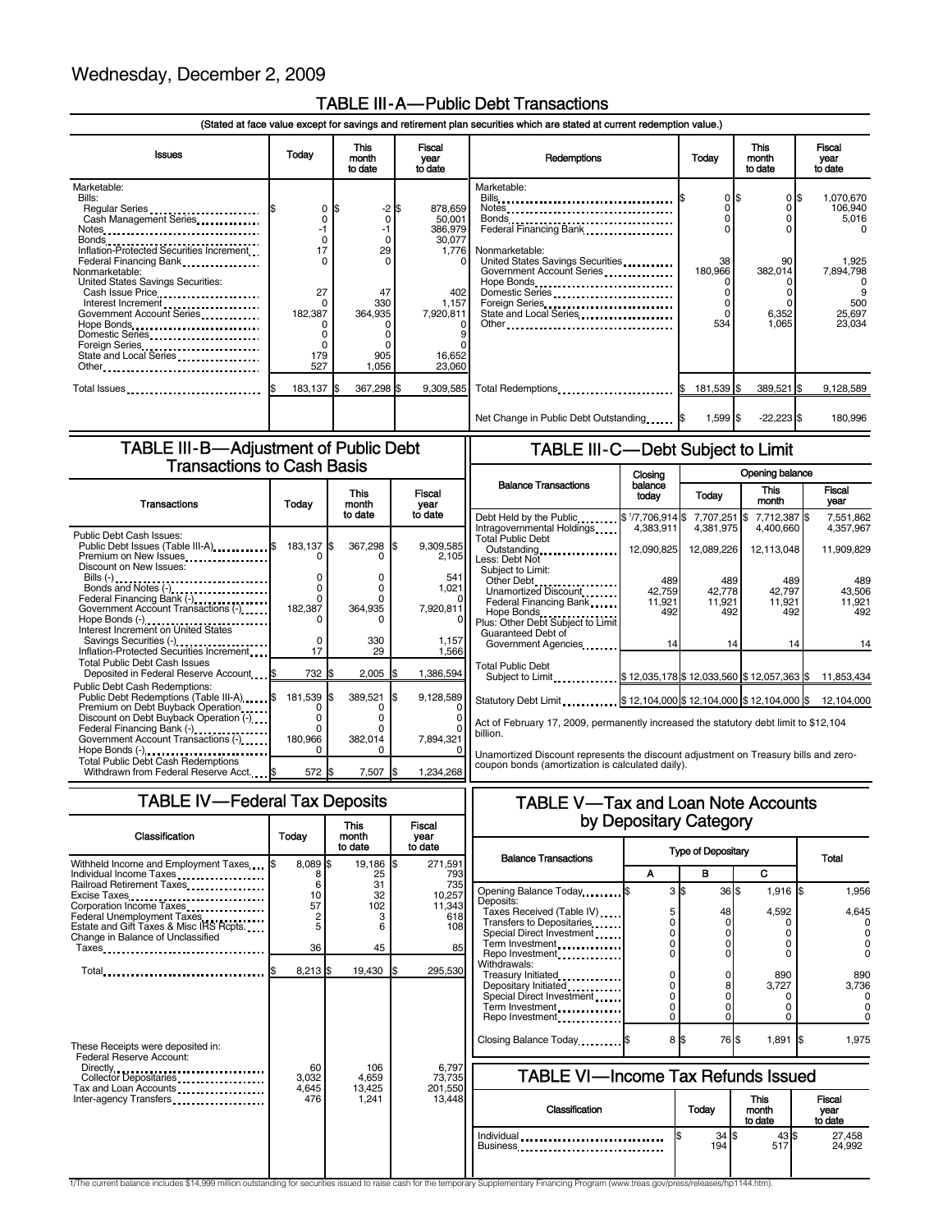Wednesday, December 2, 2009

## TABLE III-A—Public Debt Transactions

(Stated at face value except for savings and retirement plan securities which are stated at current redemption value.)

| Issues | Today | This month to date | Fiscal year to date |
|---|---|---|---|
| Marketable: | | | |
| Bills: | | | |
| Regular Series | $ 0 | $ -2 | $ 878,659 |
| Cash Management Series | 0 | 0 | 50,001 |
| Notes | -1 | -1 | 386,979 |
| Bonds | 0 | 0 | 30,077 |
| Inflation-Protected Securities Increment | 17 | 29 | 1,776 |
| Federal Financing Bank | 0 | 0 | 0 |
| Nonmarketable: | | | |
| United States Savings Securities: | | | |
| Cash Issue Price | 27 | 47 | 402 |
| Interest Increment | 0 | 330 | 1,157 |
| Government Account Series | 182,387 | 364,935 | 7,920,811 |
| Hope Bonds | 0 | 0 | 0 |
| Domestic Series | 0 | 0 | 9 |
| Foreign Series | 0 | 0 | 0 |
| State and Local Series | 179 | 905 | 16,652 |
| Other | 527 | 1,056 | 23,060 |
| Total Issues | $ 183,137 | $ 367,298 | $ 9,309,585 |

| Redemptions | Today | This month to date | Fiscal year to date |
|---|---|---|---|
| Marketable: | | | |
| Bills | $ 0 | $ 0 | $ 1,070,670 |
| Notes | 0 | 0 | 106,940 |
| Bonds | 0 | 0 | 5,016 |
| Federal Financing Bank | 0 | 0 | 0 |
| Nonmarketable: | | | |
| United States Savings Securities | 38 | 90 | 1,925 |
| Government Account Series | 180,966 | 382,014 | 7,894,798 |
| Hope Bonds | 0 | 0 | 0 |
| Domestic Series | 0 | 0 | 9 |
| Foreign Series | 0 | 0 | 500 |
| State and Local Series | 0 | 6,352 | 25,697 |
| Other | 534 | 1,065 | 23,034 |
| Total Redemptions | $ 181,539 | $ 389,521 | $ 9,128,589 |
| Net Change in Public Debt Outstanding | $ 1,599 | $ -22,223 | $ 180,996 |

## TABLE III-B—Adjustment of Public Debt Transactions to Cash Basis

| Transactions | Today | This month to date | Fiscal year to date |
|---|---|---|---|
| Public Debt Cash Issues: | | | |
| Public Debt Issues (Table III-A) | $ 183,137 | $ 367,298 | $ 9,309,585 |
| Premium on New Issues | 0 | 0 | 2,105 |
| Discount on New Issues: | | | |
| Bills (-) | 0 | 0 | 541 |
| Bonds and Notes (-) | 0 | 0 | 1,021 |
| Federal Financing Bank (-) | 0 | 0 | 0 |
| Government Account Transactions (-) | 182,387 | 364,935 | 7,920,811 |
| Hope Bonds (-) | 0 | 0 | 0 |
| Interest Increment on United States Savings Securities (-) | 0 | 330 | 1,157 |
| Inflation-Protected Securities Increment | 17 | 29 | 1,566 |
| Total Public Debt Cash Issues Deposited in Federal Reserve Account | $ 732 | $ 2,005 | $ 1,386,594 |
| Public Debt Cash Redemptions: | | | |
| Public Debt Redemptions (Table III-A) | $ 181,539 | $ 389,521 | $ 9,128,589 |
| Premium on Debt Buyback Operation | 0 | 0 | 0 |
| Discount on Debt Buyback Operation (-) | 0 | 0 | 0 |
| Federal Financing Bank (-) | 0 | 0 | 0 |
| Government Account Transactions (-) | 180,966 | 382,014 | 7,894,321 |
| Hope Bonds (-) | 0 | 0 | 0 |
| Total Public Debt Cash Redemptions Withdrawn from Federal Reserve Acct. | $ 572 | $ 7,507 | $ 1,234,268 |

## TABLE III-C—Debt Subject to Limit

| Balance Transactions | Closing balance today | Opening balance Today | Opening balance This month | Opening balance Fiscal year |
|---|---|---|---|---|
| Debt Held by the Public | $ [1]7,706,914 | $ 7,707,251 | $ 7,712,387 | $ 7,551,862 |
| Intragovernmental Holdings | 4,383,911 | 4,381,975 | 4,400,660 | 4,357,967 |
| Total Public Debt Outstanding | 12,090,825 | 12,089,226 | 12,113,048 | 11,909,829 |
| Less: Debt Not Subject to Limit: | | | | |
| Other Debt | 489 | 489 | 489 | 489 |
| Unamortized Discount | 42,759 | 42,778 | 42,797 | 43,506 |
| Federal Financing Bank | 11,921 | 11,921 | 11,921 | 11,921 |
| Hope Bonds | 492 | 492 | 492 | 492 |
| Plus: Other Debt Subject to Limit | | | | |
| Guaranteed Debt of Government Agencies | 14 | 14 | 14 | 14 |
| Total Public Debt Subject to Limit | $ 12,035,178 | $ 12,033,560 | $ 12,057,363 | $ 11,853,434 |
| Statutory Debt Limit | $ 12,104,000 | $ 12,104,000 | $ 12,104,000 | $ 12,104,000 |

Act of February 17, 2009, permanently increased the statutory debt limit to $12,104 billion.

Unamortized Discount represents the discount adjustment on Treasury bills and zero-coupon bonds (amortization is calculated daily).

## TABLE IV—Federal Tax Deposits

| Classification | Today | This month to date | Fiscal year to date |
|---|---|---|---|
| Withheld Income and Employment Taxes | $ 8,089 | $ 19,186 | $ 271,591 |
| Individual Income Taxes | 8 | 25 | 793 |
| Railroad Retirement Taxes | 6 | 31 | 735 |
| Excise Taxes | 10 | 32 | 10,257 |
| Corporation Income Taxes | 57 | 102 | 11,343 |
| Federal Unemployment Taxes | 2 | 3 | 618 |
| Estate and Gift Taxes & Misc IRS Rcpts. | 5 | 6 | 108 |
| Change in Balance of Unclassified Taxes | 36 | 45 | 85 |
| Total | $ 8,213 | $ 19,430 | $ 295,530 |
| These Receipts were deposited in: | | | |
| Federal Reserve Account: | | | |
| Directly | 60 | 106 | 6,797 |
| Collector Depositaries | 3,032 | 4,659 | 73,735 |
| Tax and Loan Accounts | 4,645 | 13,425 | 201,550 |
| Inter-agency Transfers | 476 | 1,241 | 13,448 |

## TABLE V—Tax and Loan Note Accounts by Depositary Category

| Balance Transactions | Type of Depositary A | Type of Depositary B | Type of Depositary C | Total |
|---|---|---|---|---|
| Opening Balance Today | $ 3 | $ 36 | $ 1,916 | $ 1,956 |
| Deposits: | | | | |
| Taxes Received (Table IV) | 5 | 48 | 4,592 | 4,645 |
| Transfers to Depositaries | 0 | 0 | 0 | 0 |
| Special Direct Investment | 0 | 0 | 0 | 0 |
| Term Investment | 0 | 0 | 0 | 0 |
| Repo Investment | 0 | 0 | 0 | 0 |
| Withdrawals: | | | | |
| Treasury Initiated | 0 | 0 | 890 | 890 |
| Depositary Initiated | 0 | 8 | 3,727 | 3,736 |
| Special Direct Investment | 0 | 0 | 0 | 0 |
| Term Investment | 0 | 0 | 0 | 0 |
| Repo Investment | 0 | 0 | 0 | 0 |
| Closing Balance Today | $ 8 | $ 76 | $ 1,891 | $ 1,975 |

## TABLE VI—Income Tax Refunds Issued

| Classification | Today | This month to date | Fiscal year to date |
|---|---|---|---|
| Individual | $ 34 | $ 43 | $ 27,458 |
| Business | 194 | 517 | 24,992 |

1/The current balance includes $14,999 million outstanding for securities issued to raise cash for the temporary Supplementary Financing Program (www.treas.gov/press/releases/hp1144.htm).